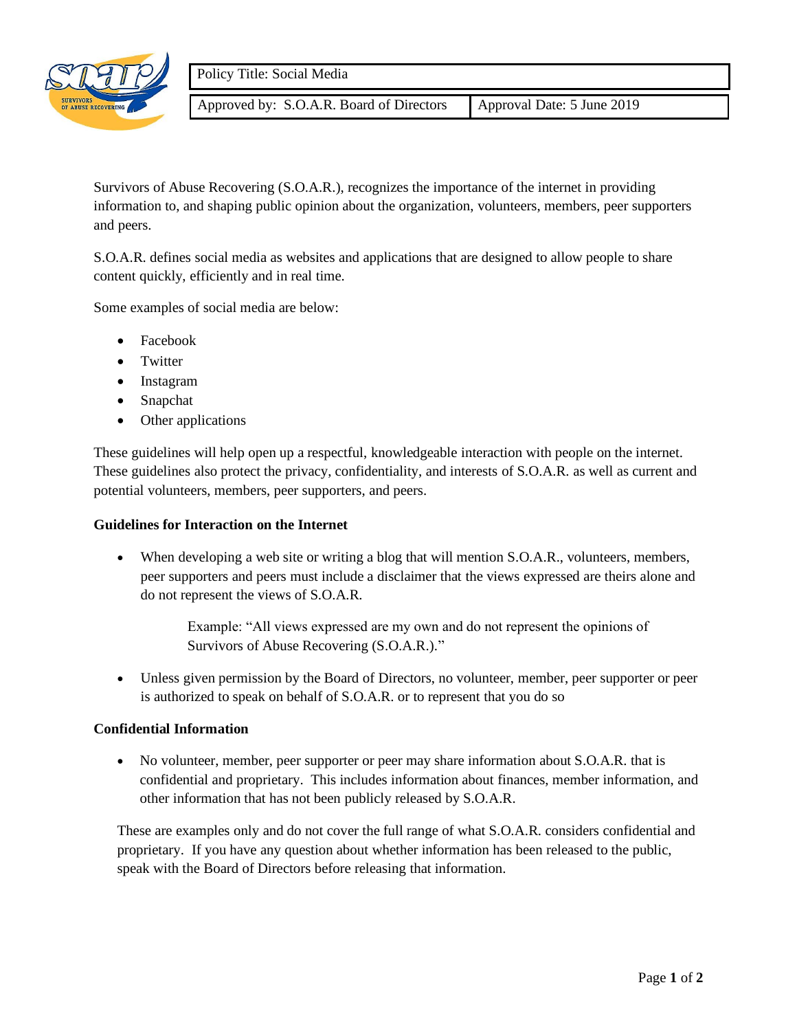| Policy Title: Social Media | |
| --- | --- |
| Approved by: S.O.A.R. Board of Directors | Approval Date: 5 June 2019 |

Survivors of Abuse Recovering (S.O.A.R.), recognizes the importance of the internet in providing information to, and shaping public opinion about the organization, volunteers, members, peer supporters and peers.

S.O.A.R. defines social media as websites and applications that are designed to allow people to share content quickly, efficiently and in real time.

Some examples of social media are below:

- Facebook
- Twitter
- Instagram
- Snapchat
- Other applications

These guidelines will help open up a respectful, knowledgeable interaction with people on the internet. These guidelines also protect the privacy, confidentiality, and interests of S.O.A.R. as well as current and potential volunteers, members, peer supporters, and peers.

**Guidelines for Interaction on the Internet**

- When developing a web site or writing a blog that will mention S.O.A.R., volunteers, members, peer supporters and peers must include a disclaimer that the views expressed are theirs alone and do not represent the views of S.O.A.R.

  > Example: "All views expressed are my own and do not represent the opinions of Survivors of Abuse Recovering (S.O.A.R.)."

- Unless given permission by the Board of Directors, no volunteer, member, peer supporter or peer is authorized to speak on behalf of S.O.A.R. or to represent that you do so

**Confidential Information**

- No volunteer, member, peer supporter or peer may share information about S.O.A.R. that is confidential and proprietary. This includes information about finances, member information, and other information that has not been publicly released by S.O.A.R.

These are examples only and do not cover the full range of what S.O.A.R. considers confidential and proprietary. If you have any question about whether information has been released to the public, speak with the Board of Directors before releasing that information.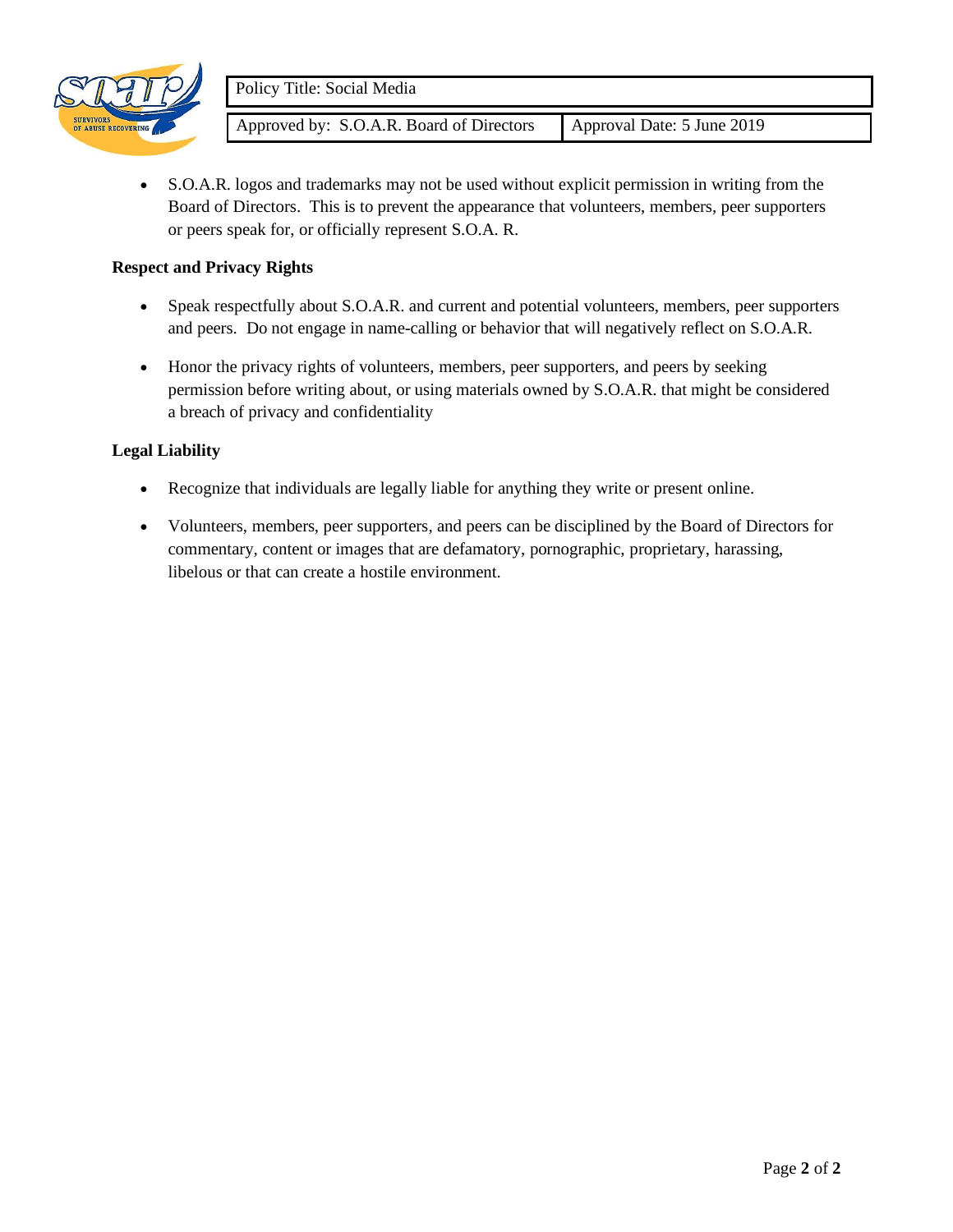| | |
|---|---|
| Policy Title: Social Media | |
| Approved by: S.O.A.R. Board of Directors | Approval Date: 5 June 2019 |

- S.O.A.R. logos and trademarks may not be used without explicit permission in writing from the Board of Directors. This is to prevent the appearance that volunteers, members, peer supporters or peers speak for, or officially represent S.O.A. R.

**Respect and Privacy Rights**

- Speak respectfully about S.O.A.R. and current and potential volunteers, members, peer supporters and peers. Do not engage in name-calling or behavior that will negatively reflect on S.O.A.R.
- Honor the privacy rights of volunteers, members, peer supporters, and peers by seeking permission before writing about, or using materials owned by S.O.A.R. that might be considered a breach of privacy and confidentiality

**Legal Liability**

- Recognize that individuals are legally liable for anything they write or present online.
- Volunteers, members, peer supporters, and peers can be disciplined by the Board of Directors for commentary, content or images that are defamatory, pornographic, proprietary, harassing, libelous or that can create a hostile environment.